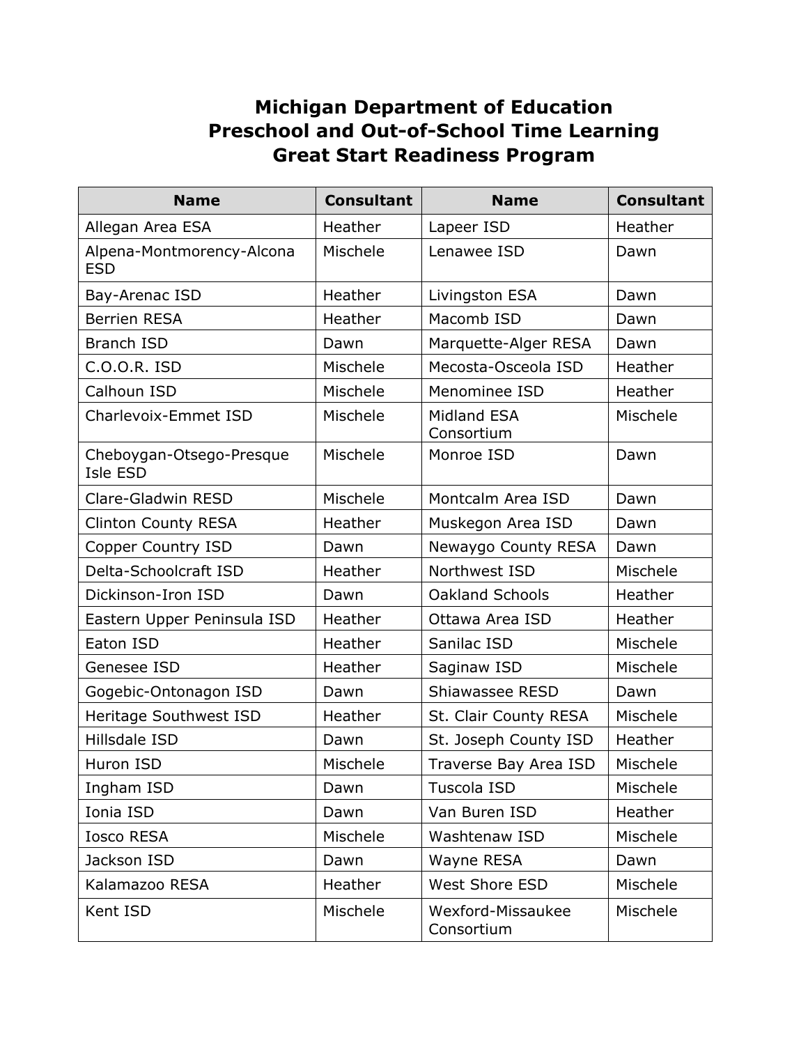# Michigan Department of Education
# Preschool and Out-of-School Time Learning
# Great Start Readiness Program

| Name | Consultant | Name | Consultant |
| --- | --- | --- | --- |
| Allegan Area ESA | Heather | Lapeer ISD | Heather |
| Alpena-Montmorency-Alcona ESD | Mischele | Lenawee ISD | Dawn |
| Bay-Arenac ISD | Heather | Livingston ESA | Dawn |
| Berrien RESA | Heather | Macomb ISD | Dawn |
| Branch ISD | Dawn | Marquette-Alger RESA | Dawn |
| C.O.O.R. ISD | Mischele | Mecosta-Osceola ISD | Heather |
| Calhoun ISD | Mischele | Menominee ISD | Heather |
| Charlevoix-Emmet ISD | Mischele | Midland ESA Consortium | Mischele |
| Cheboygan-Otsego-Presque Isle ESD | Mischele | Monroe ISD | Dawn |
| Clare-Gladwin RESD | Mischele | Montcalm Area ISD | Dawn |
| Clinton County RESA | Heather | Muskegon Area ISD | Dawn |
| Copper Country ISD | Dawn | Newaygo County RESA | Dawn |
| Delta-Schoolcraft ISD | Heather | Northwest ISD | Mischele |
| Dickinson-Iron ISD | Dawn | Oakland Schools | Heather |
| Eastern Upper Peninsula ISD | Heather | Ottawa Area ISD | Heather |
| Eaton ISD | Heather | Sanilac ISD | Mischele |
| Genesee ISD | Heather | Saginaw ISD | Mischele |
| Gogebic-Ontonagon ISD | Dawn | Shiawassee RESD | Dawn |
| Heritage Southwest ISD | Heather | St. Clair County RESA | Mischele |
| Hillsdale ISD | Dawn | St. Joseph County ISD | Heather |
| Huron ISD | Mischele | Traverse Bay Area ISD | Mischele |
| Ingham ISD | Dawn | Tuscola ISD | Mischele |
| Ionia ISD | Dawn | Van Buren ISD | Heather |
| Iosco RESA | Mischele | Washtenaw ISD | Mischele |
| Jackson ISD | Dawn | Wayne RESA | Dawn |
| Kalamazoo RESA | Heather | West Shore ESD | Mischele |
| Kent ISD | Mischele | Wexford-Missaukee Consortium | Mischele |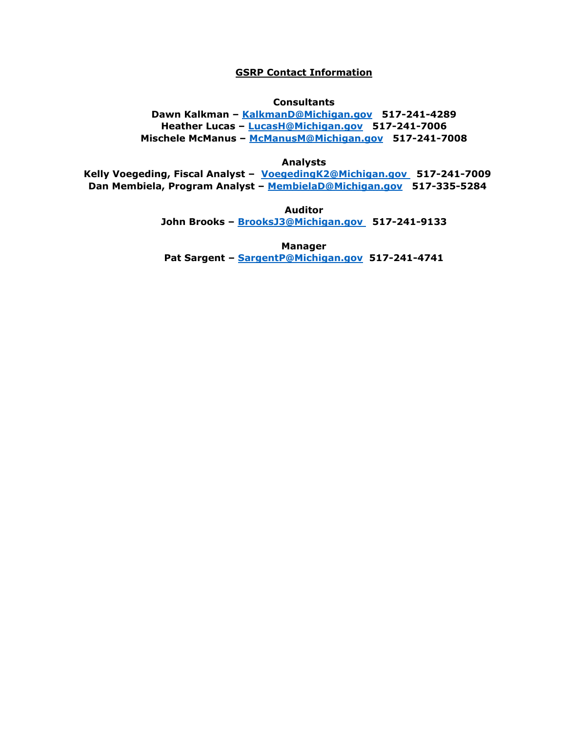## GSRP Contact Information

**Consultants**

**Dawn Kalkman – KalkmanD@Michigan.gov 517-241-4289**
**Heather Lucas – LucasH@Michigan.gov 517-241-7006**
**Mischele McManus – McManusM@Michigan.gov 517-241-7008**

**Analysts**

**Kelly Voegeding, Fiscal Analyst – VoegedingK2@Michigan.gov 517-241-7009**
**Dan Membiela, Program Analyst – MembielaD@Michigan.gov 517-335-5284**

**Auditor**

**John Brooks – BrooksJ3@Michigan.gov 517-241-9133**

**Manager**

**Pat Sargent – SargentP@Michigan.gov 517-241-4741**